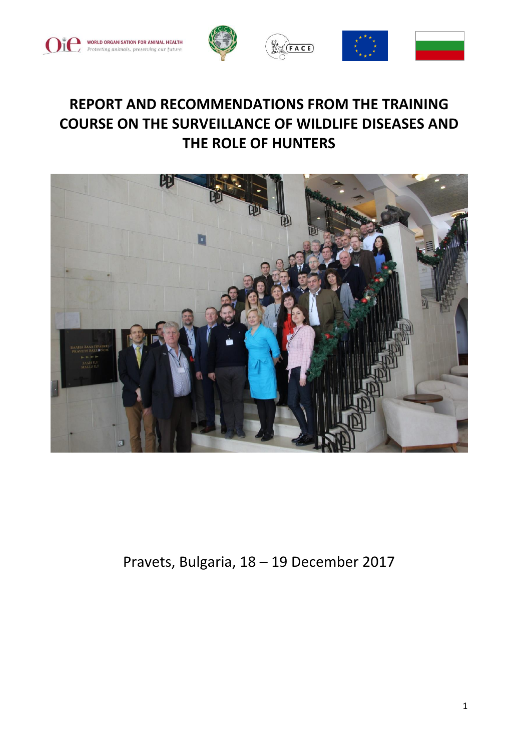WORLD ORGANISATION FOR ANIMAL HEALTH
Protecting animals, preserving our future

# REPORT AND RECOMMENDATIONS FROM THE TRAINING COURSE ON THE SURVEILLANCE OF WILDLIFE DISEASES AND THE ROLE OF HUNTERS

Pravets, Bulgaria, 18 – 19 December 2017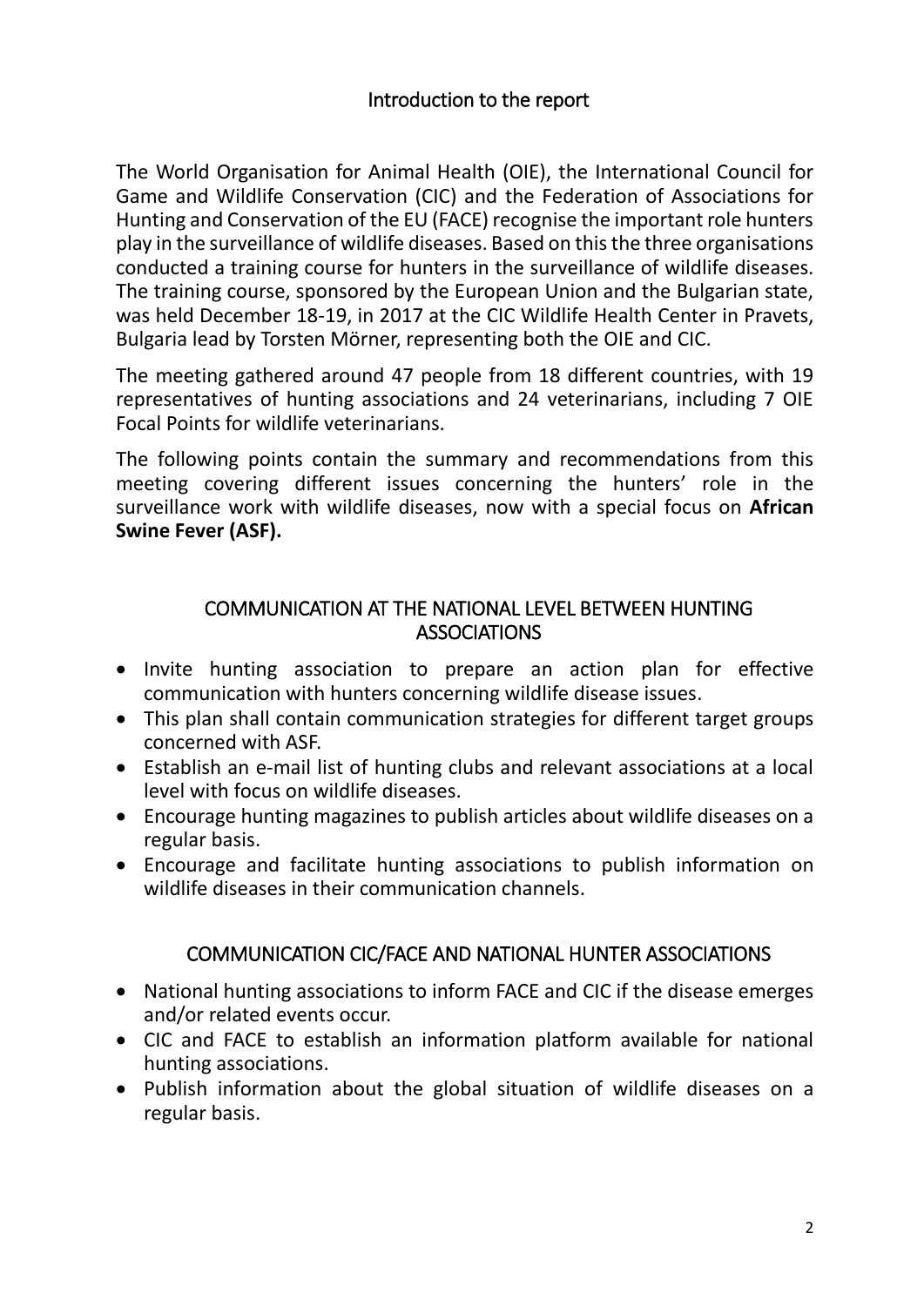## Introduction to the report

The World Organisation for Animal Health (OIE), the International Council for Game and Wildlife Conservation (CIC) and the Federation of Associations for Hunting and Conservation of the EU (FACE) recognise the important role hunters play in the surveillance of wildlife diseases. Based on this the three organisations conducted a training course for hunters in the surveillance of wildlife diseases. The training course, sponsored by the European Union and the Bulgarian state, was held December 18-19, in 2017 at the CIC Wildlife Health Center in Pravets, Bulgaria lead by Torsten Mörner, representing both the OIE and CIC.

The meeting gathered around 47 people from 18 different countries, with 19 representatives of hunting associations and 24 veterinarians, including 7 OIE Focal Points for wildlife veterinarians.

The following points contain the summary and recommendations from this meeting covering different issues concerning the hunters' role in the surveillance work with wildlife diseases, now with a special focus on **African Swine Fever (ASF).**

## COMMUNICATION AT THE NATIONAL LEVEL BETWEEN HUNTING ASSOCIATIONS

- Invite hunting association to prepare an action plan for effective communication with hunters concerning wildlife disease issues.
- This plan shall contain communication strategies for different target groups concerned with ASF.
- Establish an e-mail list of hunting clubs and relevant associations at a local level with focus on wildlife diseases.
- Encourage hunting magazines to publish articles about wildlife diseases on a regular basis.
- Encourage and facilitate hunting associations to publish information on wildlife diseases in their communication channels.

## COMMUNICATION CIC/FACE AND NATIONAL HUNTER ASSOCIATIONS

- National hunting associations to inform FACE and CIC if the disease emerges and/or related events occur.
- CIC and FACE to establish an information platform available for national hunting associations.
- Publish information about the global situation of wildlife diseases on a regular basis.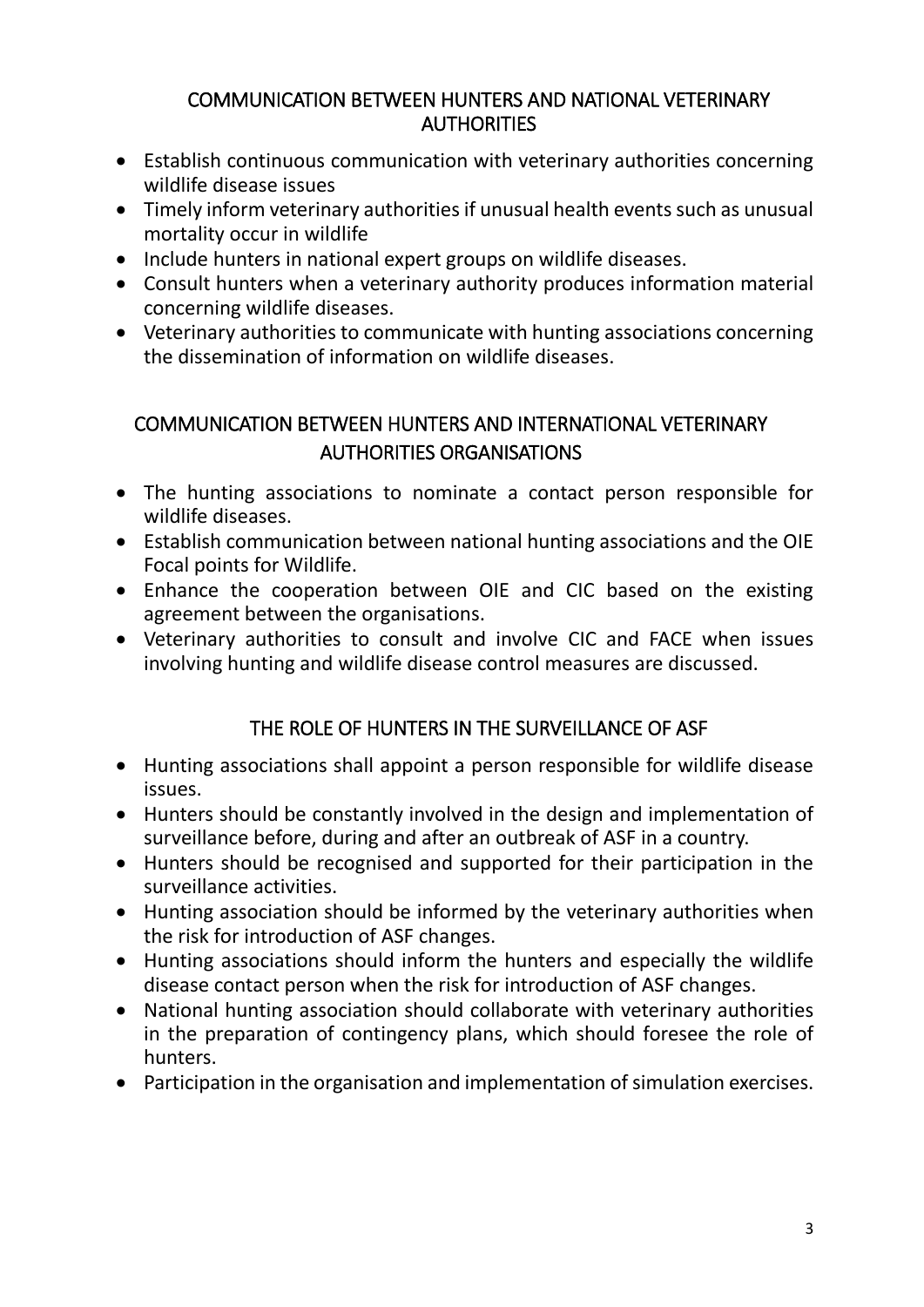## COMMUNICATION BETWEEN HUNTERS AND NATIONAL VETERINARY AUTHORITIES

- Establish continuous communication with veterinary authorities concerning wildlife disease issues
- Timely inform veterinary authorities if unusual health events such as unusual mortality occur in wildlife
- Include hunters in national expert groups on wildlife diseases.
- Consult hunters when a veterinary authority produces information material concerning wildlife diseases.
- Veterinary authorities to communicate with hunting associations concerning the dissemination of information on wildlife diseases.

## COMMUNICATION BETWEEN HUNTERS AND INTERNATIONAL VETERINARY AUTHORITIES ORGANISATIONS

- The hunting associations to nominate a contact person responsible for wildlife diseases.
- Establish communication between national hunting associations and the OIE Focal points for Wildlife.
- Enhance the cooperation between OIE and CIC based on the existing agreement between the organisations.
- Veterinary authorities to consult and involve CIC and FACE when issues involving hunting and wildlife disease control measures are discussed.

## THE ROLE OF HUNTERS IN THE SURVEILLANCE OF ASF

- Hunting associations shall appoint a person responsible for wildlife disease issues.
- Hunters should be constantly involved in the design and implementation of surveillance before, during and after an outbreak of ASF in a country.
- Hunters should be recognised and supported for their participation in the surveillance activities.
- Hunting association should be informed by the veterinary authorities when the risk for introduction of ASF changes.
- Hunting associations should inform the hunters and especially the wildlife disease contact person when the risk for introduction of ASF changes.
- National hunting association should collaborate with veterinary authorities in the preparation of contingency plans, which should foresee the role of hunters.
- Participation in the organisation and implementation of simulation exercises.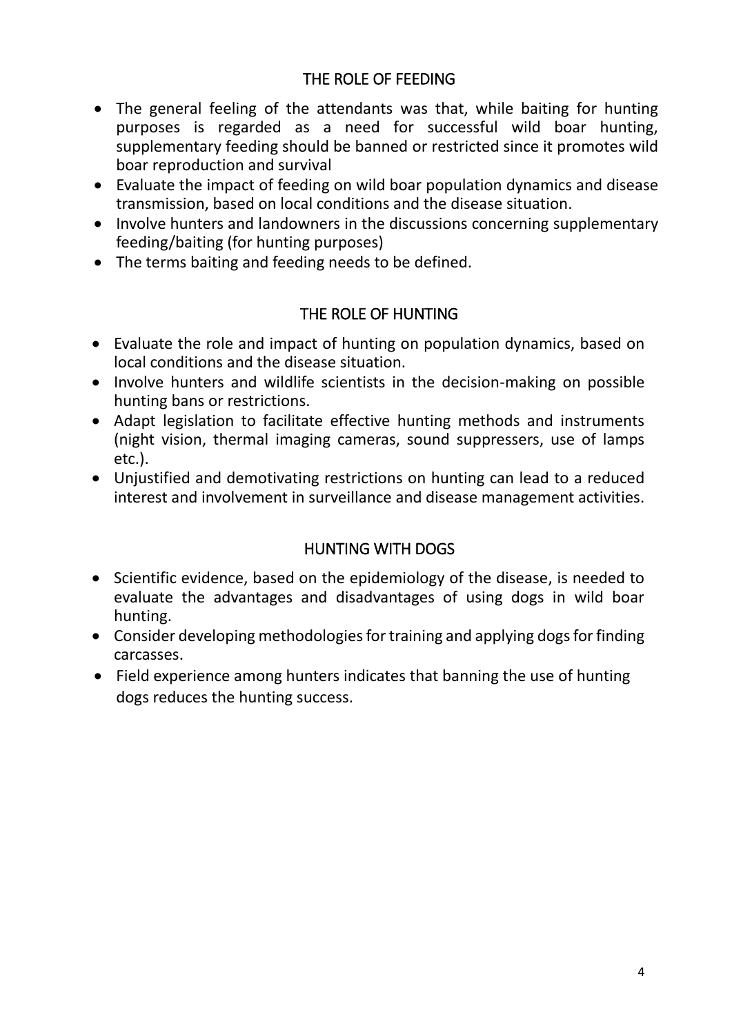## THE ROLE OF FEEDING

- The general feeling of the attendants was that, while baiting for hunting purposes is regarded as a need for successful wild boar hunting, supplementary feeding should be banned or restricted since it promotes wild boar reproduction and survival
- Evaluate the impact of feeding on wild boar population dynamics and disease transmission, based on local conditions and the disease situation.
- Involve hunters and landowners in the discussions concerning supplementary feeding/baiting (for hunting purposes)
- The terms baiting and feeding needs to be defined.

## THE ROLE OF HUNTING

- Evaluate the role and impact of hunting on population dynamics, based on local conditions and the disease situation.
- Involve hunters and wildlife scientists in the decision-making on possible hunting bans or restrictions.
- Adapt legislation to facilitate effective hunting methods and instruments (night vision, thermal imaging cameras, sound suppressers, use of lamps etc.).
- Unjustified and demotivating restrictions on hunting can lead to a reduced interest and involvement in surveillance and disease management activities.

## HUNTING WITH DOGS

- Scientific evidence, based on the epidemiology of the disease, is needed to evaluate the advantages and disadvantages of using dogs in wild boar hunting.
- Consider developing methodologies for training and applying dogs for finding carcasses.
- Field experience among hunters indicates that banning the use of hunting dogs reduces the hunting success.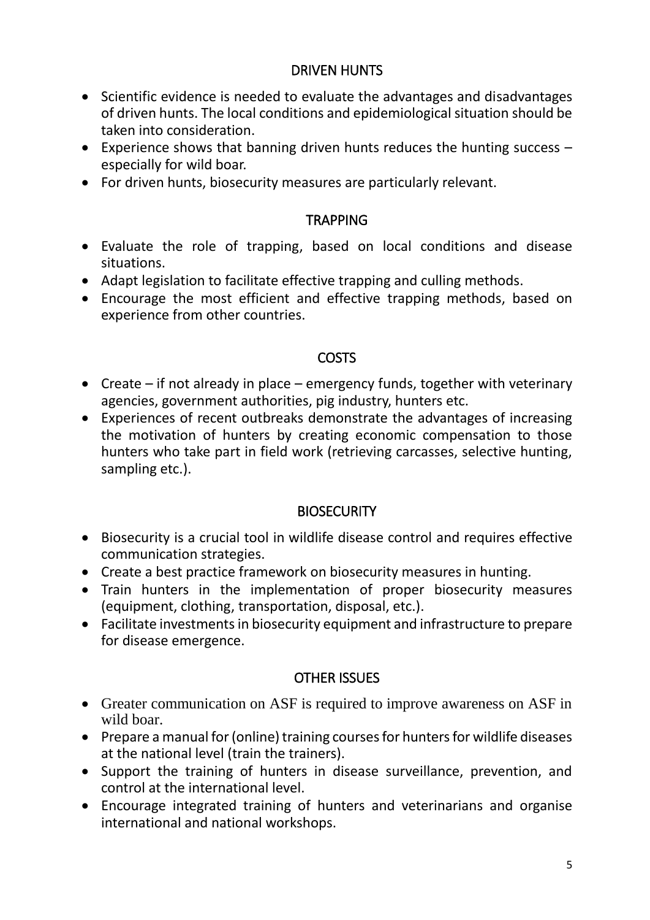## DRIVEN HUNTS

- Scientific evidence is needed to evaluate the advantages and disadvantages of driven hunts. The local conditions and epidemiological situation should be taken into consideration.
- Experience shows that banning driven hunts reduces the hunting success – especially for wild boar.
- For driven hunts, biosecurity measures are particularly relevant.

## TRAPPING

- Evaluate the role of trapping, based on local conditions and disease situations.
- Adapt legislation to facilitate effective trapping and culling methods.
- Encourage the most efficient and effective trapping methods, based on experience from other countries.

## COSTS

- Create – if not already in place – emergency funds, together with veterinary agencies, government authorities, pig industry, hunters etc.
- Experiences of recent outbreaks demonstrate the advantages of increasing the motivation of hunters by creating economic compensation to those hunters who take part in field work (retrieving carcasses, selective hunting, sampling etc.).

## BIOSECURITY

- Biosecurity is a crucial tool in wildlife disease control and requires effective communication strategies.
- Create a best practice framework on biosecurity measures in hunting.
- Train hunters in the implementation of proper biosecurity measures (equipment, clothing, transportation, disposal, etc.).
- Facilitate investments in biosecurity equipment and infrastructure to prepare for disease emergence.

## OTHER ISSUES

- Greater communication on ASF is required to improve awareness on ASF in wild boar.
- Prepare a manual for (online) training courses for hunters for wildlife diseases at the national level (train the trainers).
- Support the training of hunters in disease surveillance, prevention, and control at the international level.
- Encourage integrated training of hunters and veterinarians and organise international and national workshops.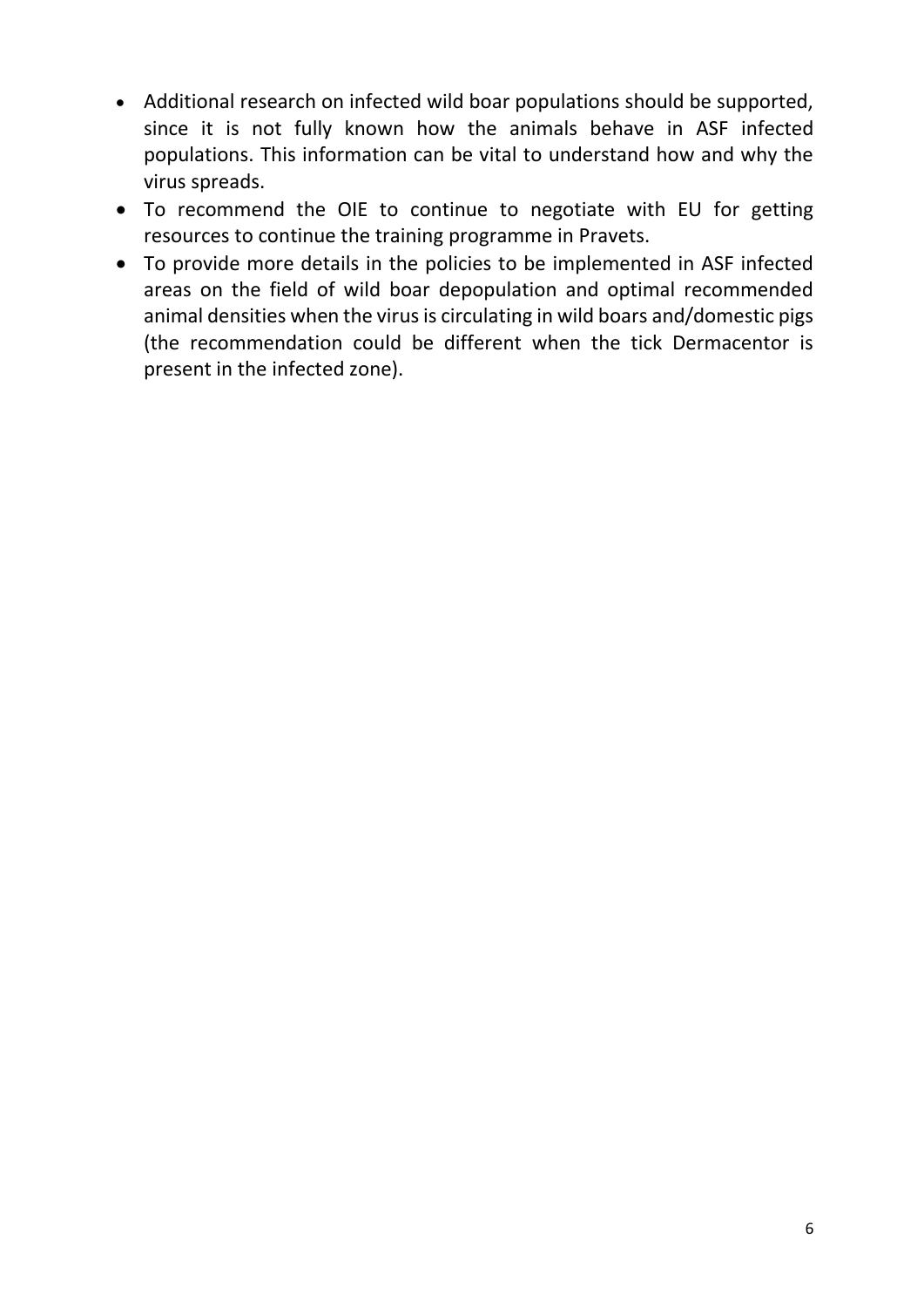- Additional research on infected wild boar populations should be supported, since it is not fully known how the animals behave in ASF infected populations. This information can be vital to understand how and why the virus spreads.
- To recommend the OIE to continue to negotiate with EU for getting resources to continue the training programme in Pravets.
- To provide more details in the policies to be implemented in ASF infected areas on the field of wild boar depopulation and optimal recommended animal densities when the virus is circulating in wild boars and/domestic pigs (the recommendation could be different when the tick Dermacentor is present in the infected zone).